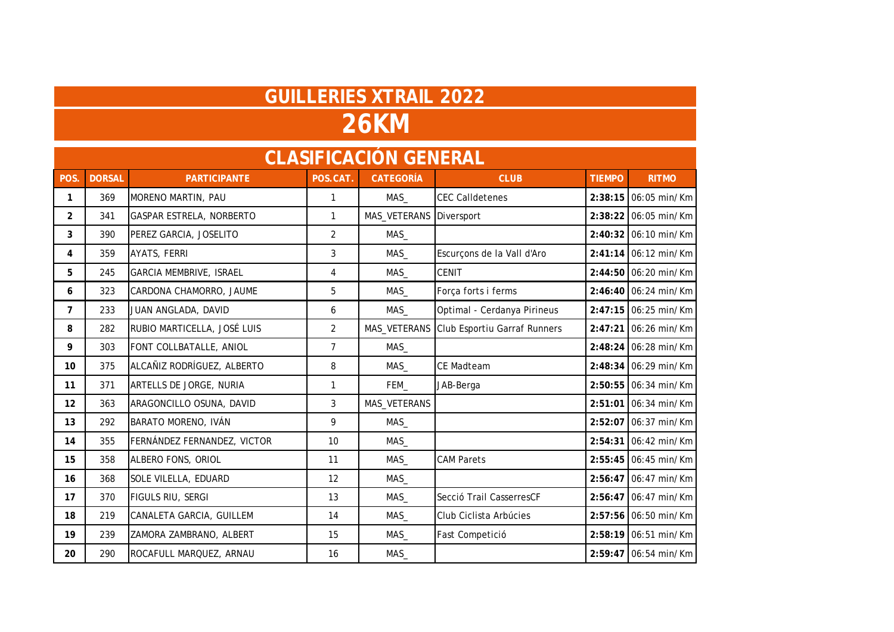# GUILLERIES XTRAIL 2022

# 26KM

## CLASIFICACIÓN GENERAL

| POS. | DORSAL | PARTICIPANTE | POS.CAT. | CATEGORÍA | CLUB | TIEMPO | RITMO |
|---|---|---|---|---|---|---|---|
| 1 | 369 | MORENO MARTIN, PAU | 1 | MAS_ | CEC Calldetenes | **2:38:15** | 06:05 min/Km |
| 2 | 341 | GASPAR ESTRELA, NORBERTO | 1 | MAS_VETERANS | Diversport | **2:38:22** | 06:05 min/Km |
| 3 | 390 | PEREZ GARCIA, JOSELITO | 2 | MAS_ | | **2:40:32** | 06:10 min/Km |
| 4 | 359 | AYATS, FERRI | 3 | MAS_ | Escurçons de la Vall d'Aro | **2:41:14** | 06:12 min/Km |
| 5 | 245 | GARCIA MEMBRIVE, ISRAEL | 4 | MAS_ | CENIT | **2:44:50** | 06:20 min/Km |
| 6 | 323 | CARDONA CHAMORRO, JAUME | 5 | MAS_ | Força forts i ferms | **2:46:40** | 06:24 min/Km |
| 7 | 233 | JUAN ANGLADA, DAVID | 6 | MAS_ | Optimal - Cerdanya Pirineus | **2:47:15** | 06:25 min/Km |
| 8 | 282 | RUBIO MARTICELLA, JOSÉ LUIS | 2 | MAS_VETERANS | Club Esportiu Garraf Runners | **2:47:21** | 06:26 min/Km |
| 9 | 303 | FONT COLLBATALLE, ANIOL | 7 | MAS_ | | **2:48:24** | 06:28 min/Km |
| 10 | 375 | ALCAÑIZ RODRÍGUEZ, ALBERTO | 8 | MAS_ | CE Madteam | **2:48:34** | 06:29 min/Km |
| 11 | 371 | ARTELLS DE JORGE, NURIA | 1 | FEM_ | JAB-Berga | **2:50:55** | 06:34 min/Km |
| 12 | 363 | ARAGONCILLO OSUNA, DAVID | 3 | MAS_VETERANS | | **2:51:01** | 06:34 min/Km |
| 13 | 292 | BARATO MORENO, IVÁN | 9 | MAS_ | | **2:52:07** | 06:37 min/Km |
| 14 | 355 | FERNÁNDEZ FERNANDEZ, VICTOR | 10 | MAS_ | | **2:54:31** | 06:42 min/Km |
| 15 | 358 | ALBERO FONS, ORIOL | 11 | MAS_ | CAM Parets | **2:55:45** | 06:45 min/Km |
| 16 | 368 | SOLE VILELLA, EDUARD | 12 | MAS_ | | **2:56:47** | 06:47 min/Km |
| 17 | 370 | FIGULS RIU, SERGI | 13 | MAS_ | Secció Trail CasserresCF | **2:56:47** | 06:47 min/Km |
| 18 | 219 | CANALETA GARCIA, GUILLEM | 14 | MAS_ | Club Ciclista Arbúcies | **2:57:56** | 06:50 min/Km |
| 19 | 239 | ZAMORA ZAMBRANO, ALBERT | 15 | MAS_ | Fast Competició | **2:58:19** | 06:51 min/Km |
| 20 | 290 | ROCAFULL MARQUEZ, ARNAU | 16 | MAS_ | | **2:59:47** | 06:54 min/Km |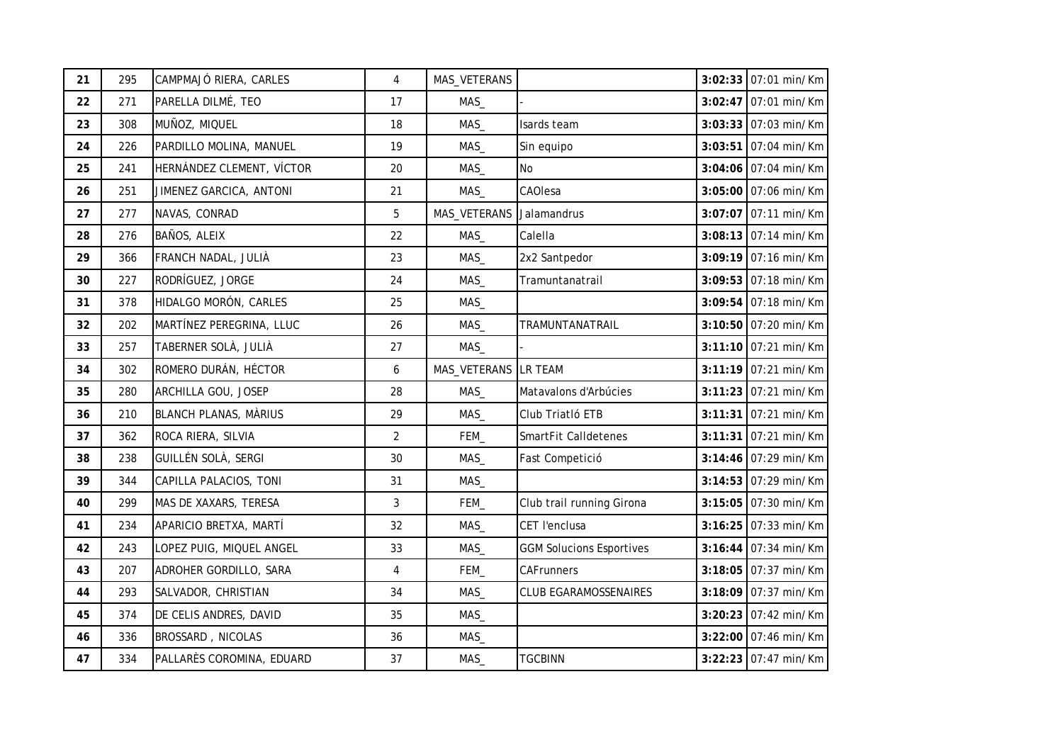| 21 | 295 | CAMPMAJÓ RIERA, CARLES | 4 | MAS_VETERANS | | 3:02:33 | 07:01 min/Km |
|---|---|---|---|---|---|---|---|
| 22 | 271 | PARELLA DILMÉ, TEO | 17 | MAS_ | - | 3:02:47 | 07:01 min/Km |
| 23 | 308 | MUÑOZ, MIQUEL | 18 | MAS_ | Isards team | 3:03:33 | 07:03 min/Km |
| 24 | 226 | PARDILLO MOLINA, MANUEL | 19 | MAS_ | Sin equipo | 3:03:51 | 07:04 min/Km |
| 25 | 241 | HERNÁNDEZ CLEMENT, VÍCTOR | 20 | MAS_ | No | 3:04:06 | 07:04 min/Km |
| 26 | 251 | JIMENEZ GARCICA, ANTONI | 21 | MAS_ | CAOlesa | 3:05:00 | 07:06 min/Km |
| 27 | 277 | NAVAS, CONRAD | 5 | MAS_VETERANS | Jalamandrus | 3:07:07 | 07:11 min/Km |
| 28 | 276 | BAÑOS, ALEIX | 22 | MAS_ | Calella | 3:08:13 | 07:14 min/Km |
| 29 | 366 | FRANCH NADAL, JULIÀ | 23 | MAS_ | 2x2 Santpedor | 3:09:19 | 07:16 min/Km |
| 30 | 227 | RODRÍGUEZ, JORGE | 24 | MAS_ | Tramuntanatrail | 3:09:53 | 07:18 min/Km |
| 31 | 378 | HIDALGO MORÓN, CARLES | 25 | MAS_ | | 3:09:54 | 07:18 min/Km |
| 32 | 202 | MARTÍNEZ PEREGRINA, LLUC | 26 | MAS_ | TRAMUNTANATRAIL | 3:10:50 | 07:20 min/Km |
| 33 | 257 | TABERNER SOLÀ, JULIÀ | 27 | MAS_ | - | 3:11:10 | 07:21 min/Km |
| 34 | 302 | ROMERO DURÁN, HÉCTOR | 6 | MAS_VETERANS | LR TEAM | 3:11:19 | 07:21 min/Km |
| 35 | 280 | ARCHILLA GOU, JOSEP | 28 | MAS_ | Matavalons d'Arbúcies | 3:11:23 | 07:21 min/Km |
| 36 | 210 | BLANCH PLANAS, MÀRIUS | 29 | MAS_ | Club Triatló ETB | 3:11:31 | 07:21 min/Km |
| 37 | 362 | ROCA RIERA, SILVIA | 2 | FEM_ | SmartFit Calldetenes | 3:11:31 | 07:21 min/Km |
| 38 | 238 | GUILLÉN SOLÀ, SERGI | 30 | MAS_ | Fast Competició | 3:14:46 | 07:29 min/Km |
| 39 | 344 | CAPILLA PALACIOS, TONI | 31 | MAS_ | | 3:14:53 | 07:29 min/Km |
| 40 | 299 | MAS DE XAXARS, TERESA | 3 | FEM_ | Club trail running Girona | 3:15:05 | 07:30 min/Km |
| 41 | 234 | APARICIO BRETXA, MARTÍ | 32 | MAS_ | CET l'enclusa | 3:16:25 | 07:33 min/Km |
| 42 | 243 | LOPEZ PUIG, MIQUEL ANGEL | 33 | MAS_ | GGM Solucions Esportives | 3:16:44 | 07:34 min/Km |
| 43 | 207 | ADROHER GORDILLO, SARA | 4 | FEM_ | CAFrunners | 3:18:05 | 07:37 min/Km |
| 44 | 293 | SALVADOR, CHRISTIAN | 34 | MAS_ | CLUB EGARAMOSSENAIRES | 3:18:09 | 07:37 min/Km |
| 45 | 374 | DE CELIS ANDRES, DAVID | 35 | MAS_ | | 3:20:23 | 07:42 min/Km |
| 46 | 336 | BROSSARD , NICOLAS | 36 | MAS_ | | 3:22:00 | 07:46 min/Km |
| 47 | 334 | PALLARÈS COROMINA, EDUARD | 37 | MAS_ | TGCBINN | 3:22:23 | 07:47 min/Km |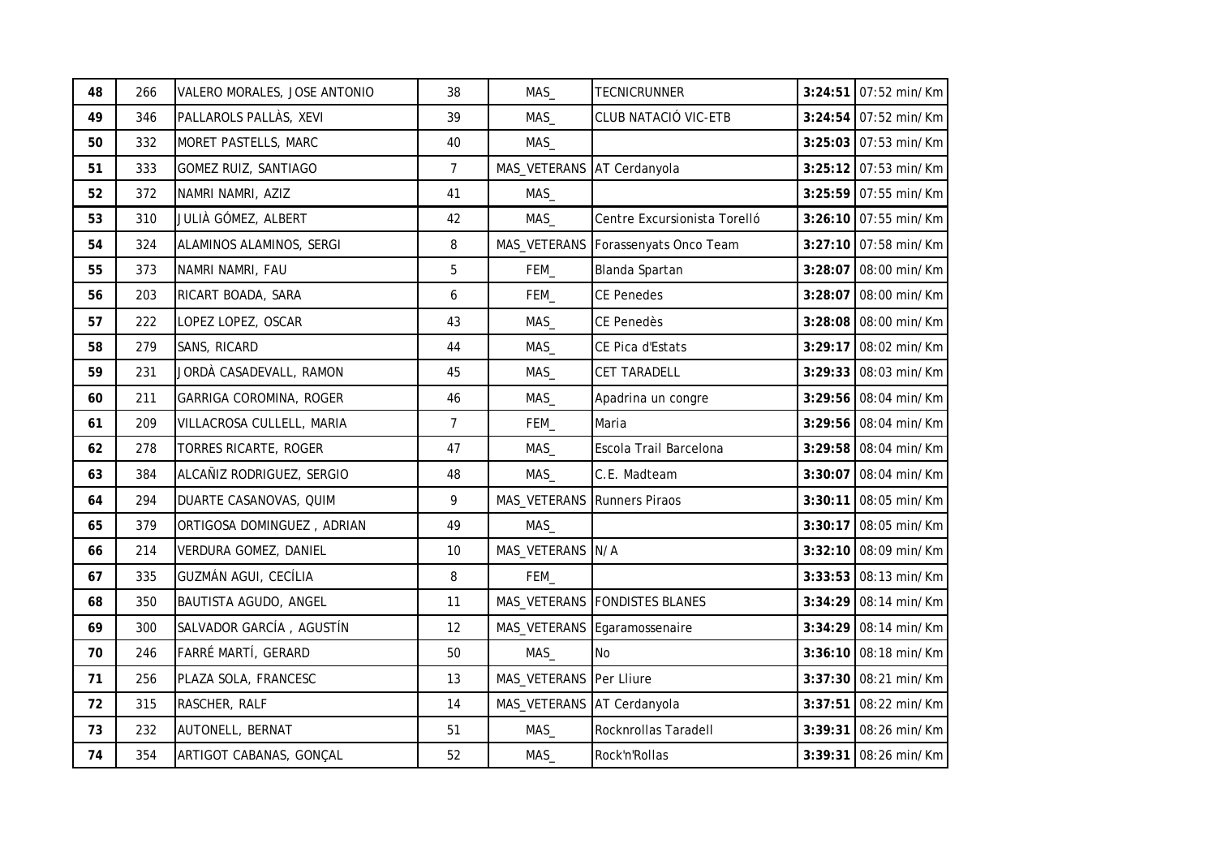| 48 | 266 | VALERO MORALES, JOSE ANTONIO | 38 | MAS_ | TECNICRUNNER | **3:24:51** | 07:52 min/Km |
|---|---|---|---|---|---|---|---|
| **49** | 346 | PALLAROLS PALLÀS, XEVI | 39 | MAS_ | CLUB NATACIÓ VIC-ETB | **3:24:54** | 07:52 min/Km |
| **50** | 332 | MORET PASTELLS, MARC | 40 | MAS_ | | **3:25:03** | 07:53 min/Km |
| **51** | 333 | GOMEZ RUIZ, SANTIAGO | 7 | MAS_VETERANS | AT Cerdanyola | **3:25:12** | 07:53 min/Km |
| **52** | 372 | NAMRI NAMRI, AZIZ | 41 | MAS_ | | **3:25:59** | 07:55 min/Km |
| **53** | 310 | JULIÀ GÓMEZ, ALBERT | 42 | MAS_ | Centre Excursionista Torelló | **3:26:10** | 07:55 min/Km |
| **54** | 324 | ALAMINOS ALAMINOS, SERGI | 8 | MAS_VETERANS | Forassenyats Onco Team | **3:27:10** | 07:58 min/Km |
| **55** | 373 | NAMRI NAMRI, FAU | 5 | FEM_ | Blanda Spartan | **3:28:07** | 08:00 min/Km |
| **56** | 203 | RICART BOADA, SARA | 6 | FEM_ | CE Penedes | **3:28:07** | 08:00 min/Km |
| **57** | 222 | LOPEZ LOPEZ, OSCAR | 43 | MAS_ | CE Penedès | **3:28:08** | 08:00 min/Km |
| **58** | 279 | SANS, RICARD | 44 | MAS_ | CE Pica d'Estats | **3:29:17** | 08:02 min/Km |
| **59** | 231 | JORDÀ CASADEVALL, RAMON | 45 | MAS_ | CET TARADELL | **3:29:33** | 08:03 min/Km |
| **60** | 211 | GARRIGA COROMINA, ROGER | 46 | MAS_ | Apadrina un congre | **3:29:56** | 08:04 min/Km |
| **61** | 209 | VILLACROSA CULLELL, MARIA | 7 | FEM_ | Maria | **3:29:56** | 08:04 min/Km |
| **62** | 278 | TORRES RICARTE, ROGER | 47 | MAS_ | Escola Trail Barcelona | **3:29:58** | 08:04 min/Km |
| **63** | 384 | ALCAÑIZ RODRIGUEZ, SERGIO | 48 | MAS_ | C.E. Madteam | **3:30:07** | 08:04 min/Km |
| **64** | 294 | DUARTE CASANOVAS, QUIM | 9 | MAS_VETERANS | Runners Piraos | **3:30:11** | 08:05 min/Km |
| **65** | 379 | ORTIGOSA DOMINGUEZ , ADRIAN | 49 | MAS_ | | **3:30:17** | 08:05 min/Km |
| **66** | 214 | VERDURA GOMEZ, DANIEL | 10 | MAS_VETERANS | N/A | **3:32:10** | 08:09 min/Km |
| **67** | 335 | GUZMÁN AGUI, CECÍLIA | 8 | FEM_ | | **3:33:53** | 08:13 min/Km |
| **68** | 350 | BAUTISTA AGUDO, ANGEL | 11 | MAS_VETERANS | FONDISTES BLANES | **3:34:29** | 08:14 min/Km |
| **69** | 300 | SALVADOR GARCÍA , AGUSTÍN | 12 | MAS_VETERANS | Egaramossenaire | **3:34:29** | 08:14 min/Km |
| **70** | 246 | FARRÉ MARTÍ, GERARD | 50 | MAS_ | No | **3:36:10** | 08:18 min/Km |
| **71** | 256 | PLAZA SOLA, FRANCESC | 13 | MAS_VETERANS | Per Lliure | **3:37:30** | 08:21 min/Km |
| **72** | 315 | RASCHER, RALF | 14 | MAS_VETERANS | AT Cerdanyola | **3:37:51** | 08:22 min/Km |
| **73** | 232 | AUTONELL, BERNAT | 51 | MAS_ | Rocknrollas Taradell | **3:39:31** | 08:26 min/Km |
| **74** | 354 | ARTIGOT CABANAS, GONÇAL | 52 | MAS_ | Rock'n'Rollas | **3:39:31** | 08:26 min/Km |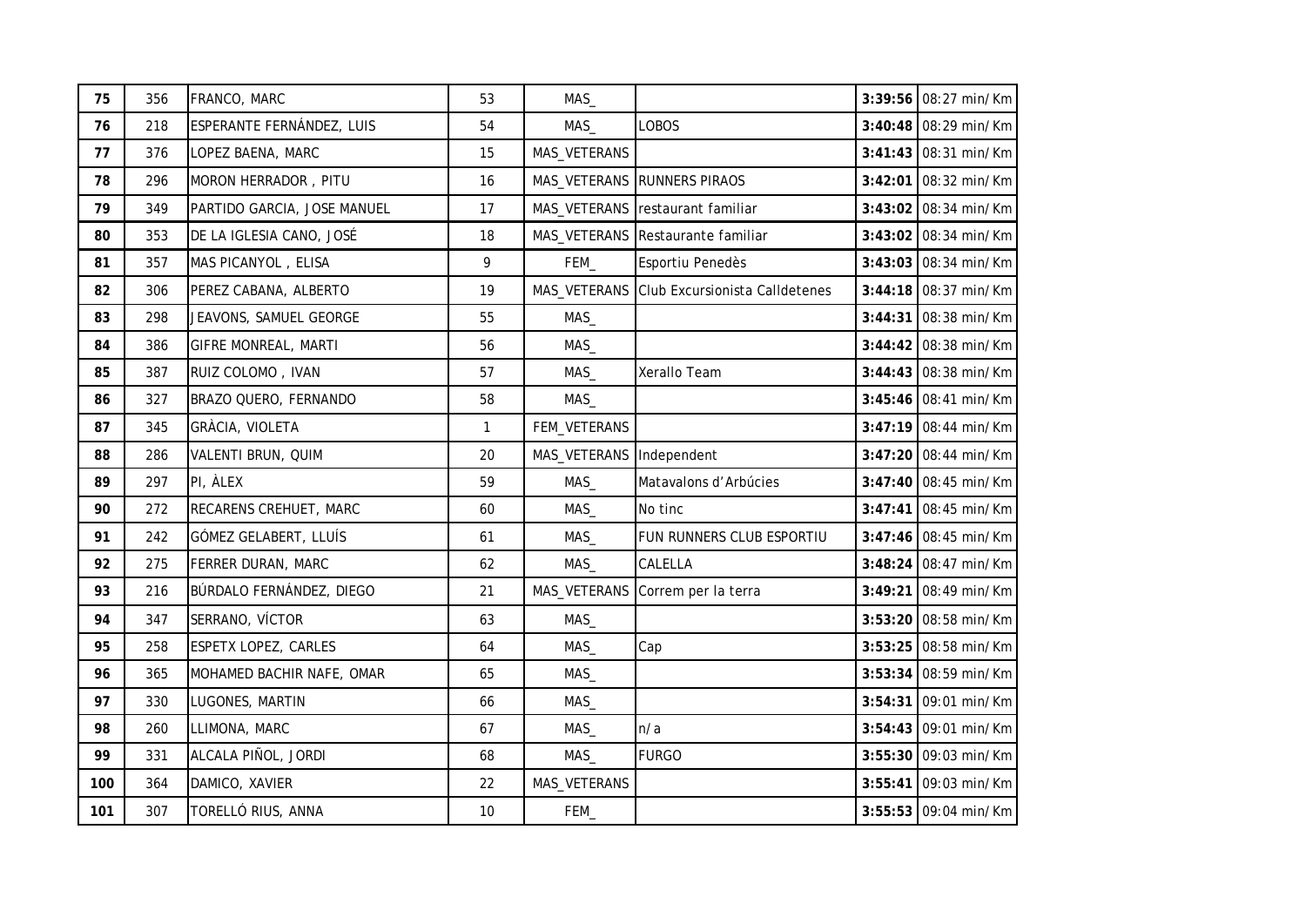| 75 | 356 | FRANCO, MARC | 53 | MAS_ | | 3:39:56 | 08:27 min/Km |
|---|---|---|---|---|---|---|---|
| 76 | 218 | ESPERANTE FERNÁNDEZ, LUIS | 54 | MAS_ | LOBOS | 3:40:48 | 08:29 min/Km |
| 77 | 376 | LOPEZ BAENA, MARC | 15 | MAS_VETERANS | | 3:41:43 | 08:31 min/Km |
| 78 | 296 | MORON HERRADOR , PITU | 16 | MAS_VETERANS | RUNNERS PIRAOS | 3:42:01 | 08:32 min/Km |
| 79 | 349 | PARTIDO GARCIA, JOSE MANUEL | 17 | MAS_VETERANS | restaurant familiar | 3:43:02 | 08:34 min/Km |
| 80 | 353 | DE LA IGLESIA CANO, JOSÉ | 18 | MAS_VETERANS | Restaurante familiar | 3:43:02 | 08:34 min/Km |
| 81 | 357 | MAS PICANYOL , ELISA | 9 | FEM_ | Esportiu Penedès | 3:43:03 | 08:34 min/Km |
| 82 | 306 | PEREZ CABANA, ALBERTO | 19 | MAS_VETERANS | Club Excursionista Calldetenes | 3:44:18 | 08:37 min/Km |
| 83 | 298 | JEAVONS, SAMUEL GEORGE | 55 | MAS_ | | 3:44:31 | 08:38 min/Km |
| 84 | 386 | GIFRE MONREAL, MARTI | 56 | MAS_ | | 3:44:42 | 08:38 min/Km |
| 85 | 387 | RUIZ COLOMO , IVAN | 57 | MAS_ | Xerallo Team | 3:44:43 | 08:38 min/Km |
| 86 | 327 | BRAZO QUERO, FERNANDO | 58 | MAS_ | | 3:45:46 | 08:41 min/Km |
| 87 | 345 | GRÀCIA, VIOLETA | 1 | FEM_VETERANS | | 3:47:19 | 08:44 min/Km |
| 88 | 286 | VALENTI BRUN, QUIM | 20 | MAS_VETERANS | Independent | 3:47:20 | 08:44 min/Km |
| 89 | 297 | PI, ÀLEX | 59 | MAS_ | Matavalons d'Arbúcies | 3:47:40 | 08:45 min/Km |
| 90 | 272 | RECARENS CREHUET, MARC | 60 | MAS_ | No tinc | 3:47:41 | 08:45 min/Km |
| 91 | 242 | GÓMEZ GELABERT, LLUÍS | 61 | MAS_ | FUN RUNNERS CLUB ESPORTIU | 3:47:46 | 08:45 min/Km |
| 92 | 275 | FERRER DURAN, MARC | 62 | MAS_ | CALELLA | 3:48:24 | 08:47 min/Km |
| 93 | 216 | BÚRDALO FERNÁNDEZ, DIEGO | 21 | MAS_VETERANS | Correm per la terra | 3:49:21 | 08:49 min/Km |
| 94 | 347 | SERRANO, VÍCTOR | 63 | MAS_ | | 3:53:20 | 08:58 min/Km |
| 95 | 258 | ESPETX LOPEZ, CARLES | 64 | MAS_ | Cap | 3:53:25 | 08:58 min/Km |
| 96 | 365 | MOHAMED BACHIR NAFE, OMAR | 65 | MAS_ | | 3:53:34 | 08:59 min/Km |
| 97 | 330 | LUGONES, MARTIN | 66 | MAS_ | | 3:54:31 | 09:01 min/Km |
| 98 | 260 | LLIMONA, MARC | 67 | MAS_ | n/a | 3:54:43 | 09:01 min/Km |
| 99 | 331 | ALCALA PIÑOL, JORDI | 68 | MAS_ | FURGO | 3:55:30 | 09:03 min/Km |
| 100 | 364 | DAMICO, XAVIER | 22 | MAS_VETERANS | | 3:55:41 | 09:03 min/Km |
| 101 | 307 | TORELLÓ RIUS, ANNA | 10 | FEM_ | | 3:55:53 | 09:04 min/Km |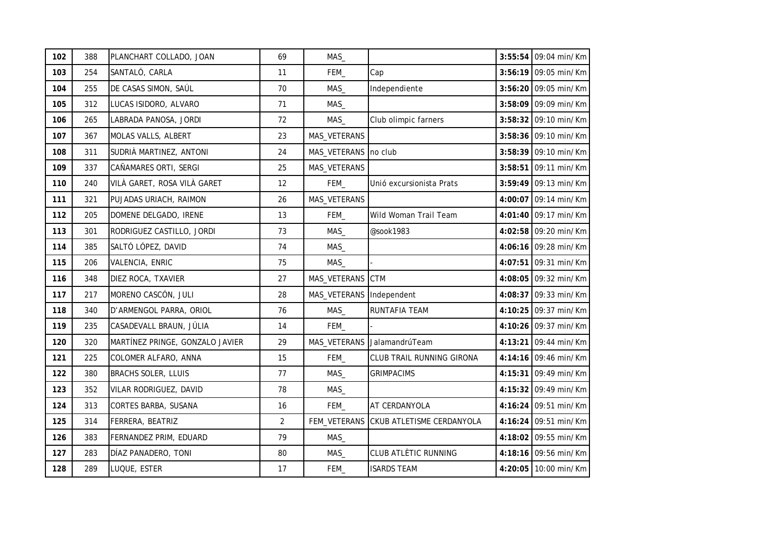| 102 | 388 | PLANCHART COLLADO, JOAN | 69 | MAS_ |  | 3:55:54 | 09:04 min/Km |
|---|---|---|---|---|---|---|---|
| 103 | 254 | SANTALÓ, CARLA | 11 | FEM_ | Cap | 3:56:19 | 09:05 min/Km |
| 104 | 255 | DE CASAS SIMON, SAÚL | 70 | MAS_ | Independiente | 3:56:20 | 09:05 min/Km |
| 105 | 312 | LUCAS ISIDORO, ALVARO | 71 | MAS_ |  | 3:58:09 | 09:09 min/Km |
| 106 | 265 | LABRADA PANOSA, JORDI | 72 | MAS_ | Club olimpic farners | 3:58:32 | 09:10 min/Km |
| 107 | 367 | MOLAS VALLS, ALBERT | 23 | MAS_VETERANS |  | 3:58:36 | 09:10 min/Km |
| 108 | 311 | SUDRIÀ MARTINEZ, ANTONI | 24 | MAS_VETERANS | no club | 3:58:39 | 09:10 min/Km |
| 109 | 337 | CAÑAMARES ORTI, SERGI | 25 | MAS_VETERANS |  | 3:58:51 | 09:11 min/Km |
| 110 | 240 | VILÀ GARET, ROSA VILÀ GARET | 12 | FEM_ | Unió excursionista Prats | 3:59:49 | 09:13 min/Km |
| 111 | 321 | PUJADAS URIACH, RAIMON | 26 | MAS_VETERANS |  | 4:00:07 | 09:14 min/Km |
| 112 | 205 | DOMENE DELGADO, IRENE | 13 | FEM_ | Wild Woman Trail Team | 4:01:40 | 09:17 min/Km |
| 113 | 301 | RODRIGUEZ CASTILLO, JORDI | 73 | MAS_ | @sook1983 | 4:02:58 | 09:20 min/Km |
| 114 | 385 | SALTÓ LÓPEZ, DAVID | 74 | MAS_ |  | 4:06:16 | 09:28 min/Km |
| 115 | 206 | VALENCIA, ENRIC | 75 | MAS_ | - | 4:07:51 | 09:31 min/Km |
| 116 | 348 | DIEZ ROCA, TXAVIER | 27 | MAS_VETERANS | CTM | 4:08:05 | 09:32 min/Km |
| 117 | 217 | MORENO CASCÓN, JULI | 28 | MAS_VETERANS | Independent | 4:08:37 | 09:33 min/Km |
| 118 | 340 | D'ARMENGOL PARRA, ORIOL | 76 | MAS_ | RUNTAFIA TEAM | 4:10:25 | 09:37 min/Km |
| 119 | 235 | CASADEVALL BRAUN, JÚLIA | 14 | FEM_ | - | 4:10:26 | 09:37 min/Km |
| 120 | 320 | MARTÍNEZ PRINGE, GONZALO JAVIER | 29 | MAS_VETERANS | JalamandrúTeam | 4:13:21 | 09:44 min/Km |
| 121 | 225 | COLOMER ALFARO, ANNA | 15 | FEM_ | CLUB TRAIL RUNNING GIRONA | 4:14:16 | 09:46 min/Km |
| 122 | 380 | BRACHS SOLER, LLUIS | 77 | MAS_ | GRIMPACIMS | 4:15:31 | 09:49 min/Km |
| 123 | 352 | VILAR RODRIGUEZ, DAVID | 78 | MAS_ |  | 4:15:32 | 09:49 min/Km |
| 124 | 313 | CORTES BARBA, SUSANA | 16 | FEM_ | AT CERDANYOLA | 4:16:24 | 09:51 min/Km |
| 125 | 314 | FERRERA, BEATRIZ | 2 | FEM_VETERANS | CKUB ATLETISME CERDANYOLA | 4:16:24 | 09:51 min/Km |
| 126 | 383 | FERNANDEZ PRIM, EDUARD | 79 | MAS_ |  | 4:18:02 | 09:55 min/Km |
| 127 | 283 | DÍAZ PANADERO, TONI | 80 | MAS_ | CLUB ATLÈTIC RUNNING | 4:18:16 | 09:56 min/Km |
| 128 | 289 | LUQUE, ESTER | 17 | FEM_ | ISARDS TEAM | 4:20:05 | 10:00 min/Km |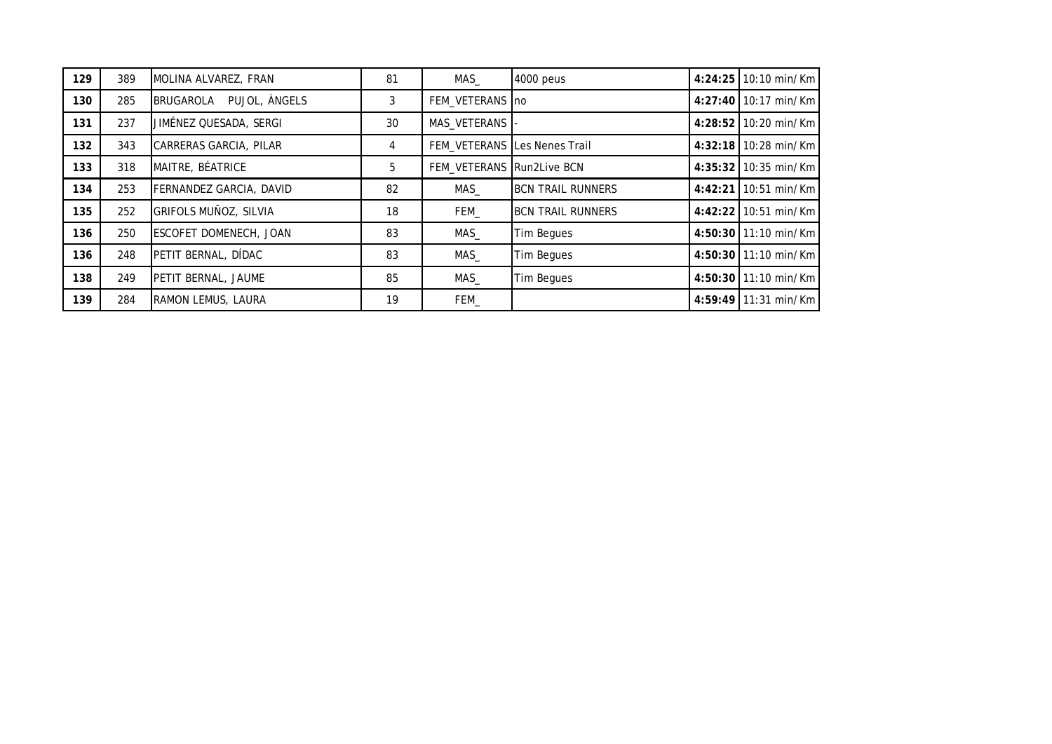| | | | | | | | |
|---|---|---|---|---|---|---|---|
| **129** | 389 | MOLINA ALVAREZ, FRAN | 81 | MAS_ | 4000 peus | **4:24:25** | 10:10 min/Km |
| **130** | 285 | BRUGAROLA PUJOL, ÀNGELS | 3 | FEM_VETERANS | no | **4:27:40** | 10:17 min/Km |
| **131** | 237 | JIMÉNEZ QUESADA, SERGI | 30 | MAS_VETERANS | - | **4:28:52** | 10:20 min/Km |
| **132** | 343 | CARRERAS GARCIA, PILAR | 4 | FEM_VETERANS | Les Nenes Trail | **4:32:18** | 10:28 min/Km |
| **133** | 318 | MAITRE, BÉATRICE | 5 | FEM_VETERANS | Run2Live BCN | **4:35:32** | 10:35 min/Km |
| **134** | 253 | FERNANDEZ GARCIA, DAVID | 82 | MAS_ | BCN TRAIL RUNNERS | **4:42:21** | 10:51 min/Km |
| **135** | 252 | GRIFOLS MUÑOZ, SILVIA | 18 | FEM_ | BCN TRAIL RUNNERS | **4:42:22** | 10:51 min/Km |
| **136** | 250 | ESCOFET DOMENECH, JOAN | 83 | MAS_ | Tim Begues | **4:50:30** | 11:10 min/Km |
| **136** | 248 | PETIT BERNAL, DÍDAC | 83 | MAS_ | Tim Begues | **4:50:30** | 11:10 min/Km |
| **138** | 249 | PETIT BERNAL, JAUME | 85 | MAS_ | Tim Begues | **4:50:30** | 11:10 min/Km |
| **139** | 284 | RAMON LEMUS, LAURA | 19 | FEM_ | | **4:59:49** | 11:31 min/Km |